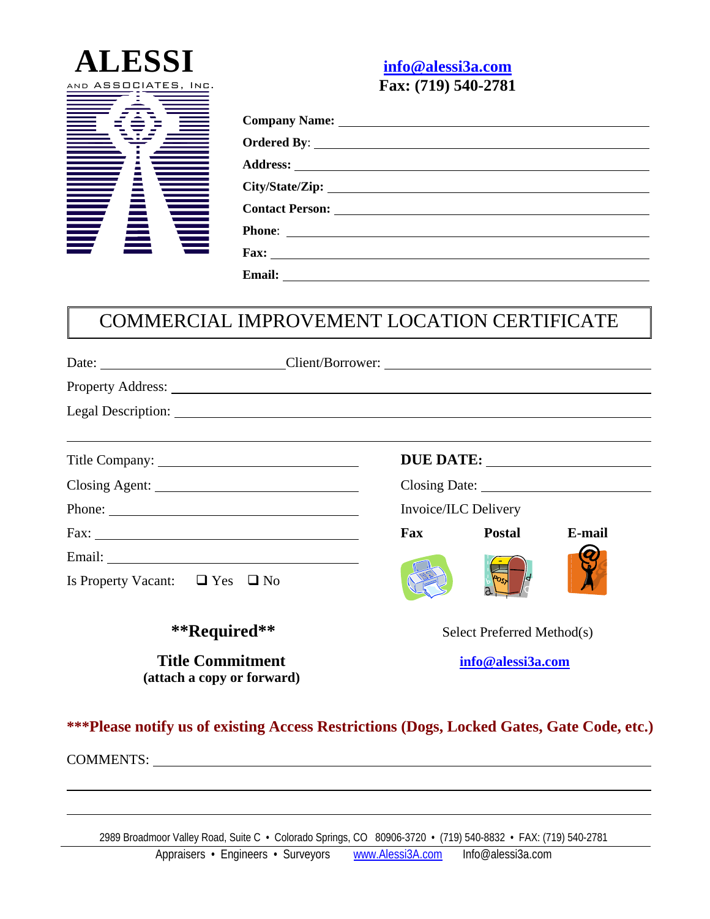**ALESSI**

AND ASSOCIATES, INC.

**info@alessi3a.com**
**Fax: (719) 540-2781**

**Company Name:** ______________________

**Ordered By**: ______________________

**Address:** ______________________

**City/State/Zip:** ______________________

**Contact Person:** ______________________

**Phone**: ______________________

**Fax:** ______________________

**Email:** ______________________

# COMMERCIAL IMPROVEMENT LOCATION CERTIFICATE

Date: ______________________ Client/Borrower: ______________________

Property Address: ______________________

Legal Description: ______________________

Title Company: ______________________

Closing Agent: ______________________

Phone: ______________________

Fax: ______________________

Email: ______________________

Is Property Vacant: ❑ Yes ❑ No

**DUE DATE:** ______________________

Closing Date: ______________________

Invoice/ILC Delivery

**Fax** **Postal** **E-mail**

Select Preferred Method(s)

**info@alessi3a.com**

**\*\*Required\*\***

**Title Commitment**
**(attach a copy or forward)**

**\*\*\*Please notify us of existing Access Restrictions (Dogs, Locked Gates, Gate Code, etc.)**

COMMENTS: ______________________

2989 Broadmoor Valley Road, Suite C • Colorado Springs, CO 80906-3720 • (719) 540-8832 • FAX: (719) 540-2781

Appraisers • Engineers • Surveyors www.Alessi3A.com Info@alessi3a.com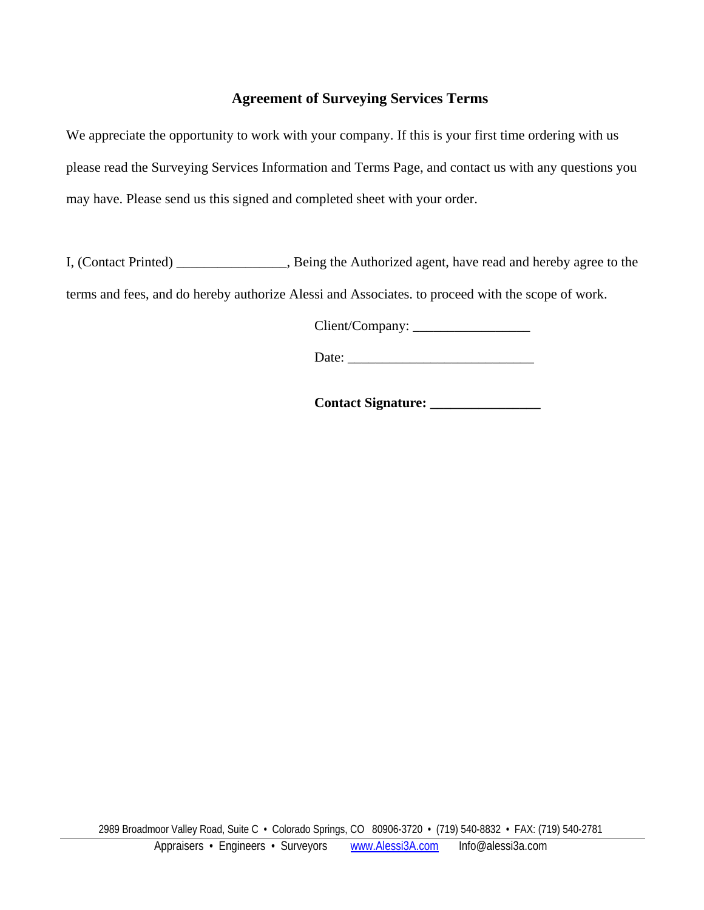## Agreement of Surveying Services Terms

We appreciate the opportunity to work with your company. If this is your first time ordering with us please read the Surveying Services Information and Terms Page, and contact us with any questions you may have. Please send us this signed and completed sheet with your order.

I, (Contact Printed) ________________, Being the Authorized agent, have read and hereby agree to the terms and fees, and do hereby authorize Alessi and Associates. to proceed with the scope of work.

Client/Company: _________________

Date: ___________________________

**Contact Signature: ________________**

2989 Broadmoor Valley Road, Suite C • Colorado Springs, CO 80906-3720 • (719) 540-8832 • FAX: (719) 540-2781

Appraisers • Engineers • Surveyors www.Alessi3A.com Info@alessi3a.com